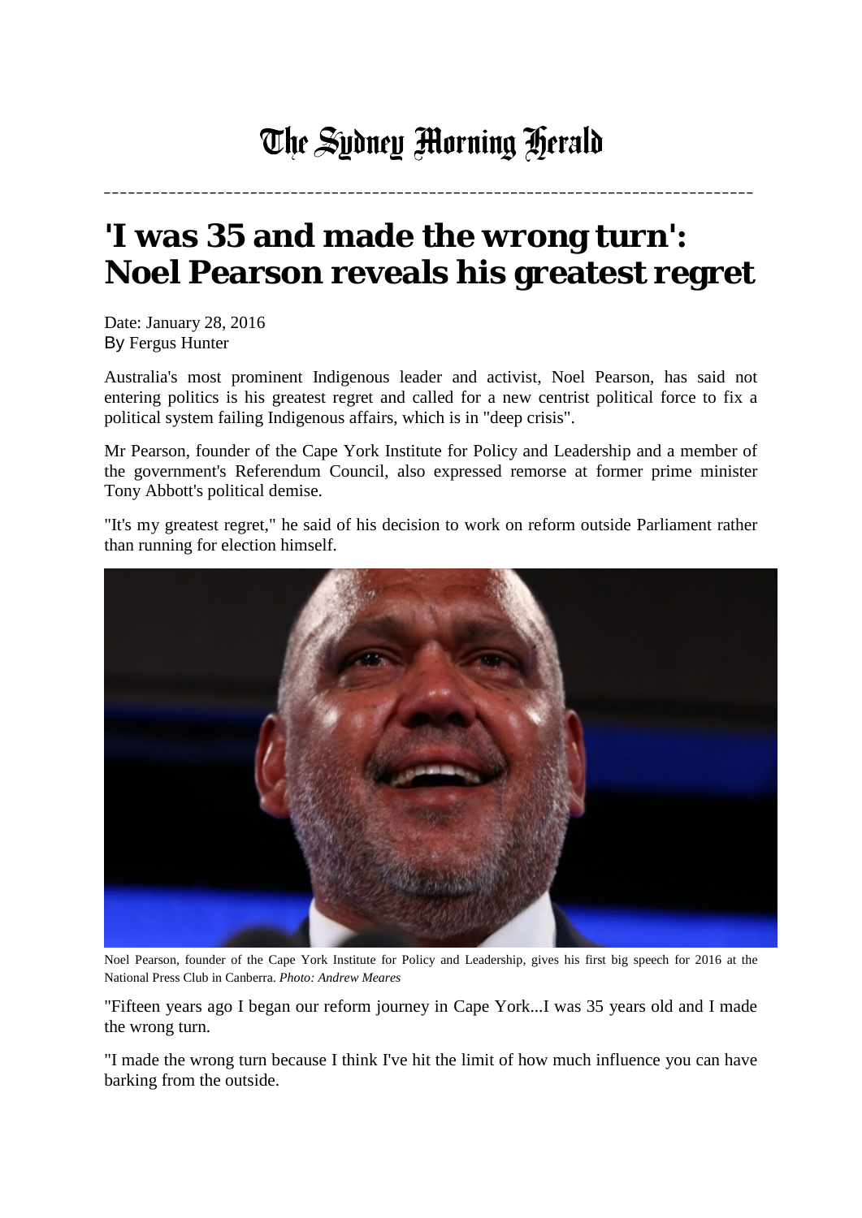The Sydney Morning Herald

# 'I was 35 and made the wrong turn': Noel Pearson reveals his greatest regret

Date: January 28, 2016
By Fergus Hunter

Australia's most prominent Indigenous leader and activist, Noel Pearson, has said not entering politics is his greatest regret and called for a new centrist political force to fix a political system failing Indigenous affairs, which is in "deep crisis".

Mr Pearson, founder of the Cape York Institute for Policy and Leadership and a member of the government's Referendum Council, also expressed remorse at former prime minister Tony Abbott's political demise.

"It's my greatest regret," he said of his decision to work on reform outside Parliament rather than running for election himself.

Noel Pearson, founder of the Cape York Institute for Policy and Leadership, gives his first big speech for 2016 at the National Press Club in Canberra. *Photo: Andrew Meares*

"Fifteen years ago I began our reform journey in Cape York...I was 35 years old and I made the wrong turn.

"I made the wrong turn because I think I've hit the limit of how much influence you can have barking from the outside.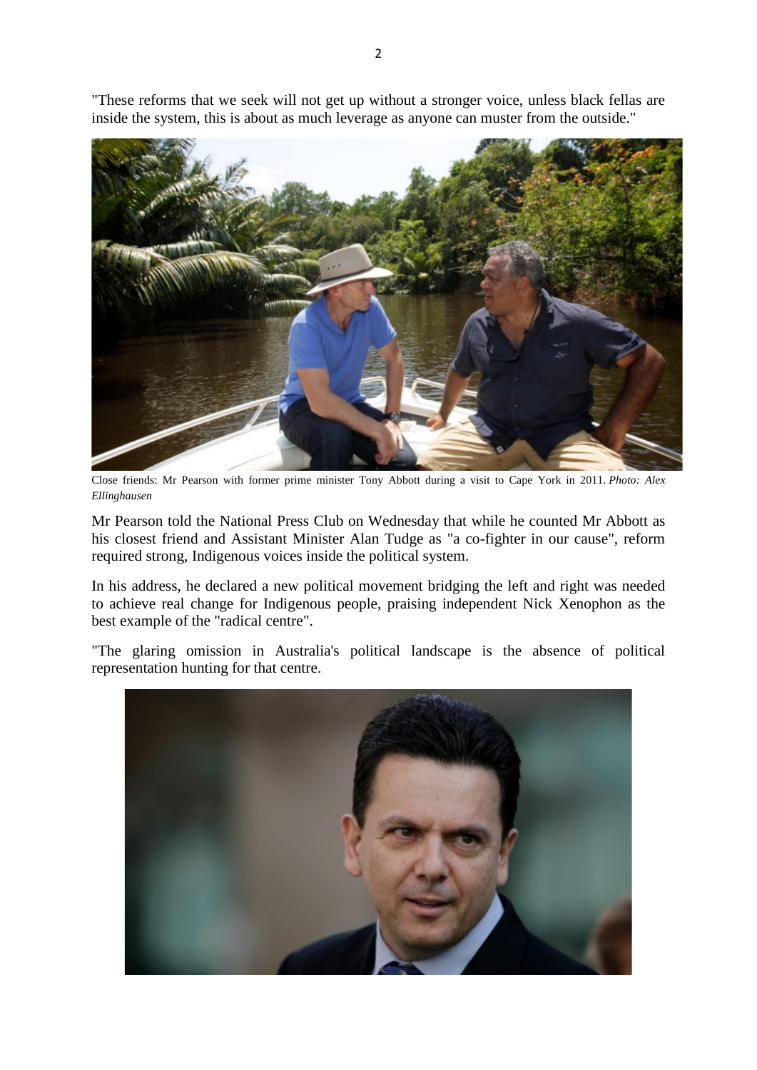"These reforms that we seek will not get up without a stronger voice, unless black fellas are inside the system, this is about as much leverage as anyone can muster from the outside."

Close friends: Mr Pearson with former prime minister Tony Abbott during a visit to Cape York in 2011. *Photo: Alex Ellinghausen*

Mr Pearson told the National Press Club on Wednesday that while he counted Mr Abbott as his closest friend and Assistant Minister Alan Tudge as "a co-fighter in our cause", reform required strong, Indigenous voices inside the political system.

In his address, he declared a new political movement bridging the left and right was needed to achieve real change for Indigenous people, praising independent Nick Xenophon as the best example of the "radical centre".

"The glaring omission in Australia's political landscape is the absence of political representation hunting for that centre.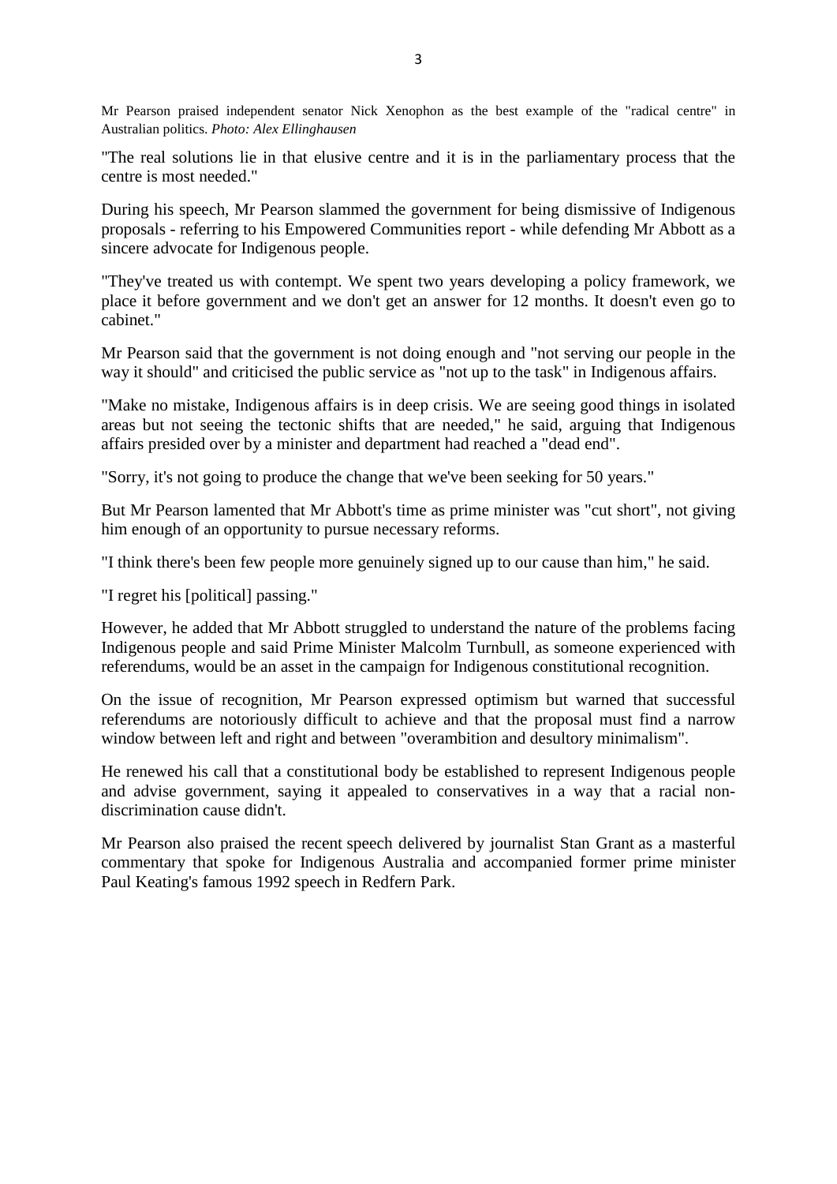Mr Pearson praised independent senator Nick Xenophon as the best example of the "radical centre" in Australian politics. *Photo: Alex Ellinghausen*

"The real solutions lie in that elusive centre and it is in the parliamentary process that the centre is most needed."

During his speech, Mr Pearson slammed the government for being dismissive of Indigenous proposals - referring to his Empowered Communities report - while defending Mr Abbott as a sincere advocate for Indigenous people.

"They've treated us with contempt. We spent two years developing a policy framework, we place it before government and we don't get an answer for 12 months. It doesn't even go to cabinet."

Mr Pearson said that the government is not doing enough and "not serving our people in the way it should" and criticised the public service as "not up to the task" in Indigenous affairs.

"Make no mistake, Indigenous affairs is in deep crisis. We are seeing good things in isolated areas but not seeing the tectonic shifts that are needed," he said, arguing that Indigenous affairs presided over by a minister and department had reached a "dead end".

"Sorry, it's not going to produce the change that we've been seeking for 50 years."

But Mr Pearson lamented that Mr Abbott's time as prime minister was "cut short", not giving him enough of an opportunity to pursue necessary reforms.

"I think there's been few people more genuinely signed up to our cause than him," he said.

"I regret his [political] passing."

However, he added that Mr Abbott struggled to understand the nature of the problems facing Indigenous people and said Prime Minister Malcolm Turnbull, as someone experienced with referendums, would be an asset in the campaign for Indigenous constitutional recognition.

On the issue of recognition, Mr Pearson expressed optimism but warned that successful referendums are notoriously difficult to achieve and that the proposal must find a narrow window between left and right and between "overambition and desultory minimalism".

He renewed his call that a constitutional body be established to represent Indigenous people and advise government, saying it appealed to conservatives in a way that a racial non-discrimination cause didn't.

Mr Pearson also praised the recent speech delivered by journalist Stan Grant as a masterful commentary that spoke for Indigenous Australia and accompanied former prime minister Paul Keating's famous 1992 speech in Redfern Park.